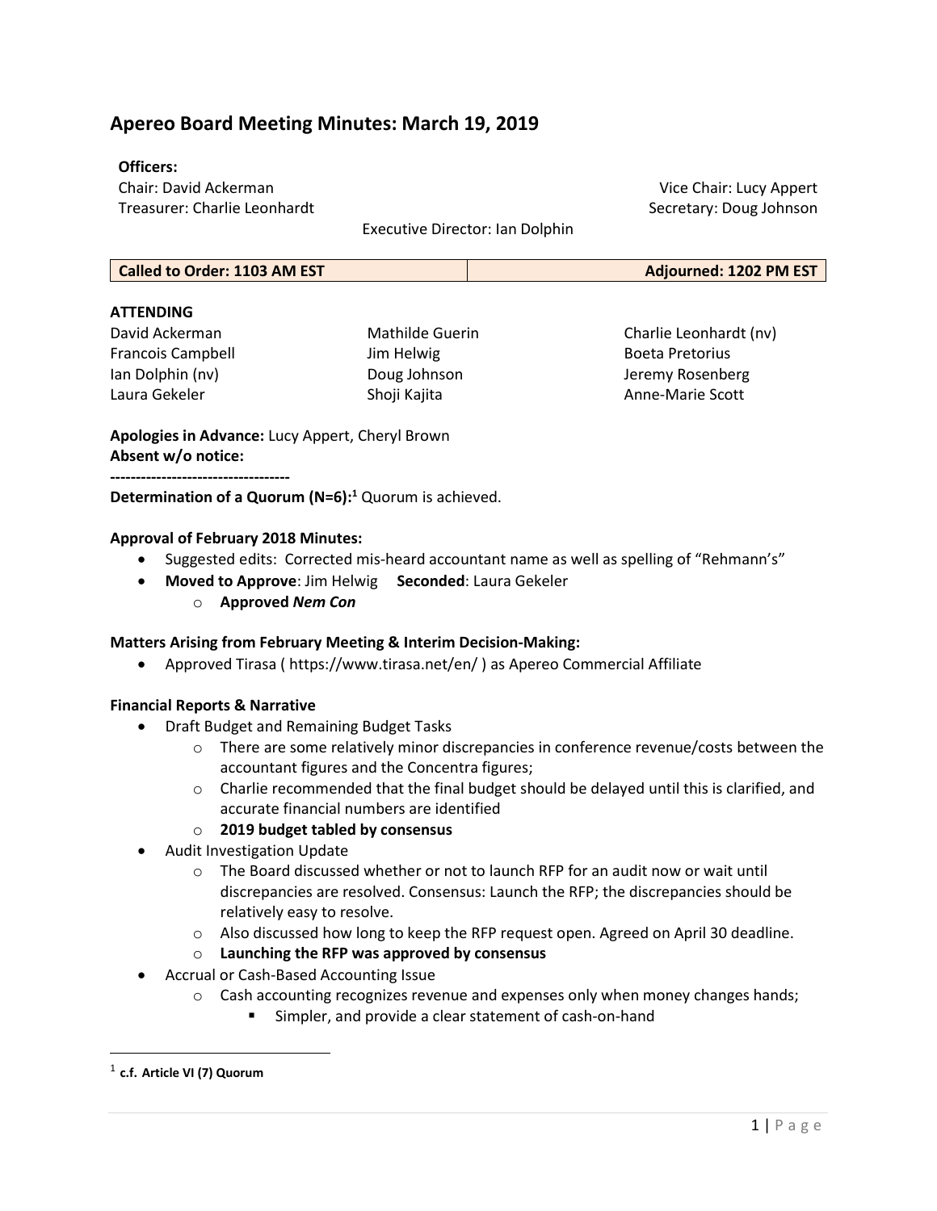# Apereo Board Meeting Minutes: March 19, 2019

**Officers:**

Chair: David Ackerman
Vice Chair: Lucy Appert
Treasurer: Charlie Leonhardt
Secretary: Doug Johnson
Executive Director: Ian Dolphin

| Called to Order: 1103 AM EST | Adjourned: 1202 PM EST |
| --- | --- |

**ATTENDING**

| | | |
| --- | --- | --- |
| David Ackerman | Mathilde Guerin | Charlie Leonhardt (nv) |
| Francois Campbell | Jim Helwig | Boeta Pretorius |
| Ian Dolphin (nv) | Doug Johnson | Jeremy Rosenberg |
| Laura Gekeler | Shoji Kajita | Anne-Marie Scott |

**Apologies in Advance:** Lucy Appert, Cheryl Brown
**Absent w/o notice:**

-----------------------------------

**Determination of a Quorum (N=6):**[1] Quorum is achieved.

**Approval of February 2018 Minutes:**

- Suggested edits: Corrected mis-heard accountant name as well as spelling of "Rehmann's"
- **Moved to Approve**: Jim Helwig **Seconded**: Laura Gekeler
  - **Approved *Nem Con***

**Matters Arising from February Meeting & Interim Decision-Making:**

- Approved Tirasa ( https://www.tirasa.net/en/ ) as Apereo Commercial Affiliate

**Financial Reports & Narrative**

- Draft Budget and Remaining Budget Tasks
  - There are some relatively minor discrepancies in conference revenue/costs between the accountant figures and the Concentra figures;
  - Charlie recommended that the final budget should be delayed until this is clarified, and accurate financial numbers are identified
  - **2019 budget tabled by consensus**
- Audit Investigation Update
  - The Board discussed whether or not to launch RFP for an audit now or wait until discrepancies are resolved. Consensus: Launch the RFP; the discrepancies should be relatively easy to resolve.
  - Also discussed how long to keep the RFP request open. Agreed on April 30 deadline.
  - **Launching the RFP was approved by consensus**
- Accrual or Cash-Based Accounting Issue
  - Cash accounting recognizes revenue and expenses only when money changes hands;
    - Simpler, and provide a clear statement of cash-on-hand

[1] **c.f. Article VI (7) Quorum**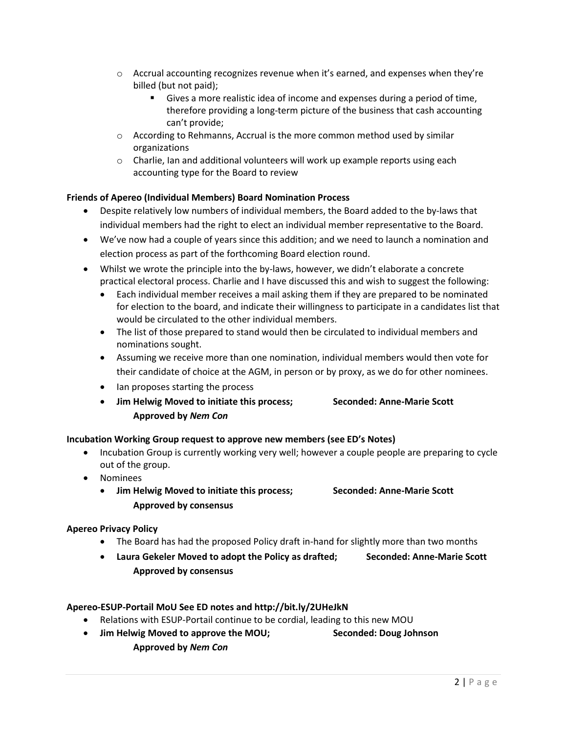- Accrual accounting recognizes revenue when it's earned, and expenses when they're billed (but not paid);
  - Gives a more realistic idea of income and expenses during a period of time, therefore providing a long-term picture of the business that cash accounting can't provide;
- According to Rehmanns, Accrual is the more common method used by similar organizations
- Charlie, Ian and additional volunteers will work up example reports using each accounting type for the Board to review

**Friends of Apereo (Individual Members) Board Nomination Process**

- Despite relatively low numbers of individual members, the Board added to the by-laws that individual members had the right to elect an individual member representative to the Board.
- We've now had a couple of years since this addition; and we need to launch a nomination and election process as part of the forthcoming Board election round.
- Whilst we wrote the principle into the by-laws, however, we didn't elaborate a concrete practical electoral process. Charlie and I have discussed this and wish to suggest the following:
  - Each individual member receives a mail asking them if they are prepared to be nominated for election to the board, and indicate their willingness to participate in a candidates list that would be circulated to the other individual members.
  - The list of those prepared to stand would then be circulated to individual members and nominations sought.
  - Assuming we receive more than one nomination, individual members would then vote for their candidate of choice at the AGM, in person or by proxy, as we do for other nominees.
  - Ian proposes starting the process
  - **Jim Helwig Moved to initiate this process; Seconded: Anne-Marie Scott**
    **Approved by *Nem Con***

**Incubation Working Group request to approve new members (see ED's Notes)**

- Incubation Group is currently working very well; however a couple people are preparing to cycle out of the group.
- Nominees
  - **Jim Helwig Moved to initiate this process; Seconded: Anne-Marie Scott**
    **Approved by consensus**

**Apereo Privacy Policy**

- The Board has had the proposed Policy draft in-hand for slightly more than two months
- **Laura Gekeler Moved to adopt the Policy as drafted; Seconded: Anne-Marie Scott**
  **Approved by consensus**

**Apereo-ESUP-Portail MoU See ED notes and http://bit.ly/2UHeJkN**

- Relations with ESUP-Portail continue to be cordial, leading to this new MOU
- **Jim Helwig Moved to approve the MOU; Seconded: Doug Johnson**
  **Approved by *Nem Con***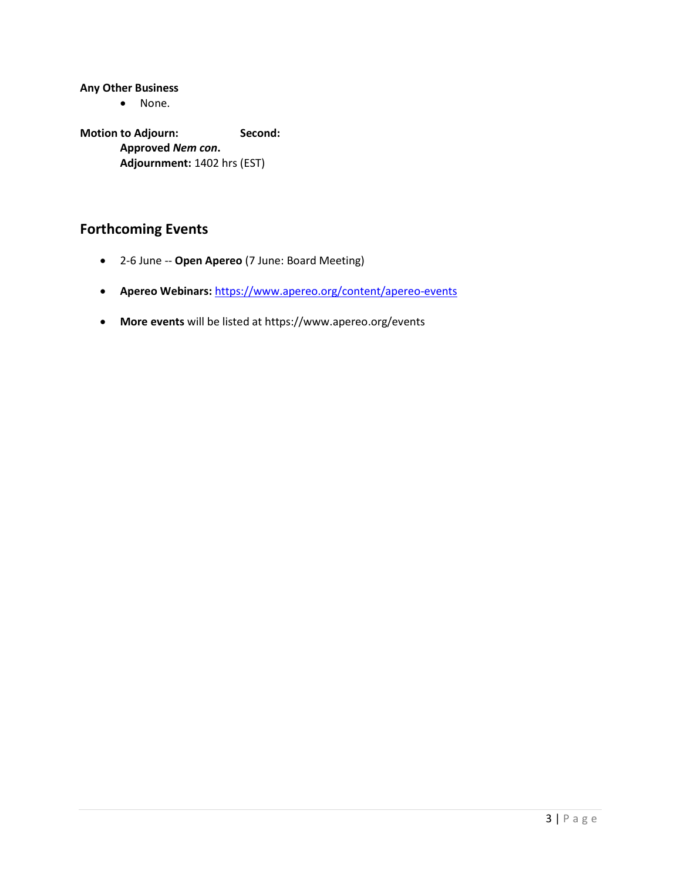**Any Other Business**

- None.

**Motion to Adjourn:** **Second:**

**Approved *Nem con*.**

**Adjournment:** 1402 hrs (EST)

## Forthcoming Events

- 2-6 June -- **Open Apereo** (7 June: Board Meeting)
- **Apereo Webinars:** [https://www.apereo.org/content/apereo-events](https://www.apereo.org/content/apereo-events)
- **More events** will be listed at https://www.apereo.org/events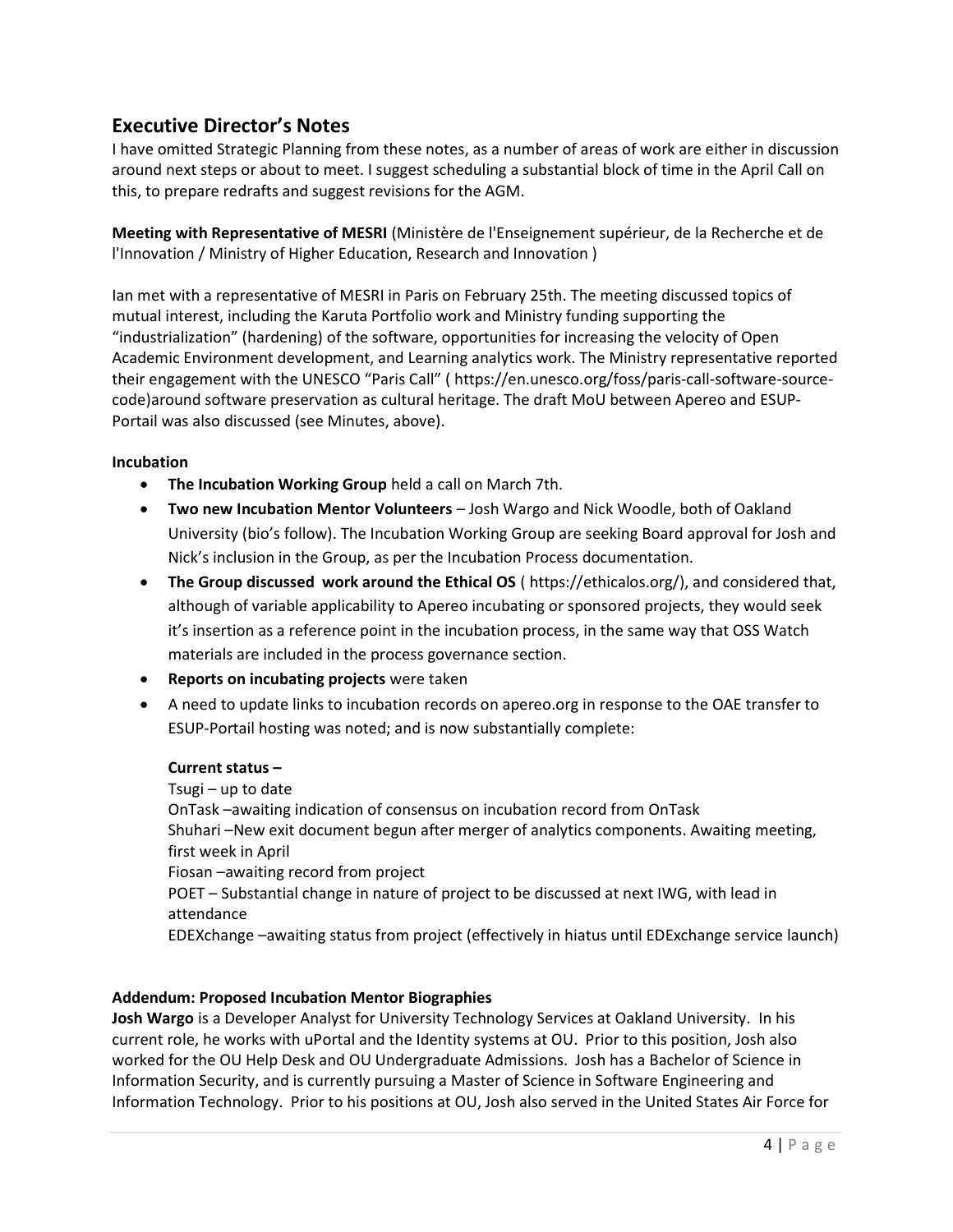## Executive Director's Notes

I have omitted Strategic Planning from these notes, as a number of areas of work are either in discussion around next steps or about to meet. I suggest scheduling a substantial block of time in the April Call on this, to prepare redrafts and suggest revisions for the AGM.

**Meeting with Representative of MESRI** (Ministère de l'Enseignement supérieur, de la Recherche et de l'Innovation / Ministry of Higher Education, Research and Innovation )

Ian met with a representative of MESRI in Paris on February 25th. The meeting discussed topics of mutual interest, including the Karuta Portfolio work and Ministry funding supporting the "industrialization" (hardening) of the software, opportunities for increasing the velocity of Open Academic Environment development, and Learning analytics work. The Ministry representative reported their engagement with the UNESCO "Paris Call" ( https://en.unesco.org/foss/paris-call-software-source-code)around software preservation as cultural heritage. The draft MoU between Apereo and ESUP-Portail was also discussed (see Minutes, above).

**Incubation**

- **The Incubation Working Group** held a call on March 7th.
- **Two new Incubation Mentor Volunteers** – Josh Wargo and Nick Woodle, both of Oakland University (bio's follow). The Incubation Working Group are seeking Board approval for Josh and Nick's inclusion in the Group, as per the Incubation Process documentation.
- **The Group discussed work around the Ethical OS** ( https://ethicalos.org/), and considered that, although of variable applicability to Apereo incubating or sponsored projects, they would seek it's insertion as a reference point in the incubation process, in the same way that OSS Watch materials are included in the process governance section.
- **Reports on incubating projects** were taken
- A need to update links to incubation records on apereo.org in response to the OAE transfer to ESUP-Portail hosting was noted; and is now substantially complete:

  **Current status –**

  Tsugi – up to date
  OnTask –awaiting indication of consensus on incubation record from OnTask
  Shuhari –New exit document begun after merger of analytics components. Awaiting meeting, first week in April
  Fiosan –awaiting record from project
  POET – Substantial change in nature of project to be discussed at next IWG, with lead in attendance
  EDEXchange –awaiting status from project (effectively in hiatus until EDExchange service launch)

**Addendum: Proposed Incubation Mentor Biographies**

**Josh Wargo** is a Developer Analyst for University Technology Services at Oakland University. In his current role, he works with uPortal and the Identity systems at OU. Prior to this position, Josh also worked for the OU Help Desk and OU Undergraduate Admissions. Josh has a Bachelor of Science in Information Security, and is currently pursuing a Master of Science in Software Engineering and Information Technology. Prior to his positions at OU, Josh also served in the United States Air Force for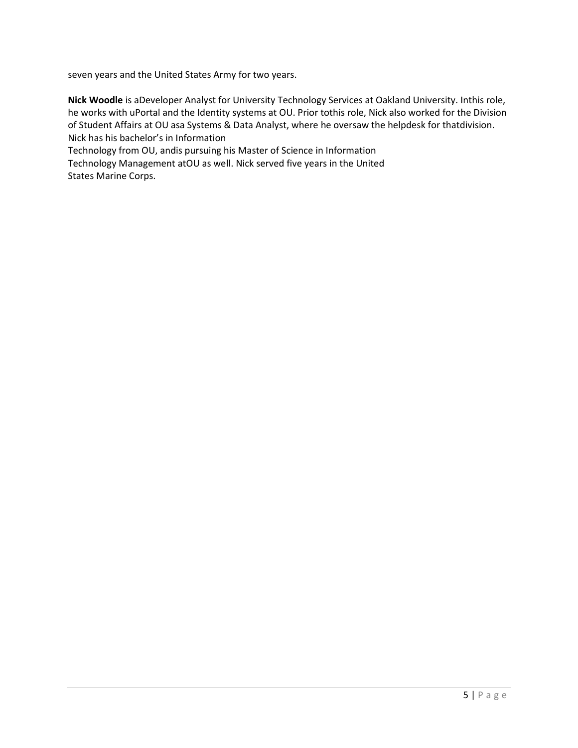seven years and the United States Army for two years.

**Nick Woodle** is aDeveloper Analyst for University Technology Services at Oakland University. Inthis role, he works with uPortal and the Identity systems at OU. Prior tothis role, Nick also worked for the Division of Student Affairs at OU asa Systems & Data Analyst, where he oversaw the helpdesk for thatdivision. Nick has his bachelor's in Information Technology from OU, andis pursuing his Master of Science in Information Technology Management atOU as well. Nick served five years in the United States Marine Corps.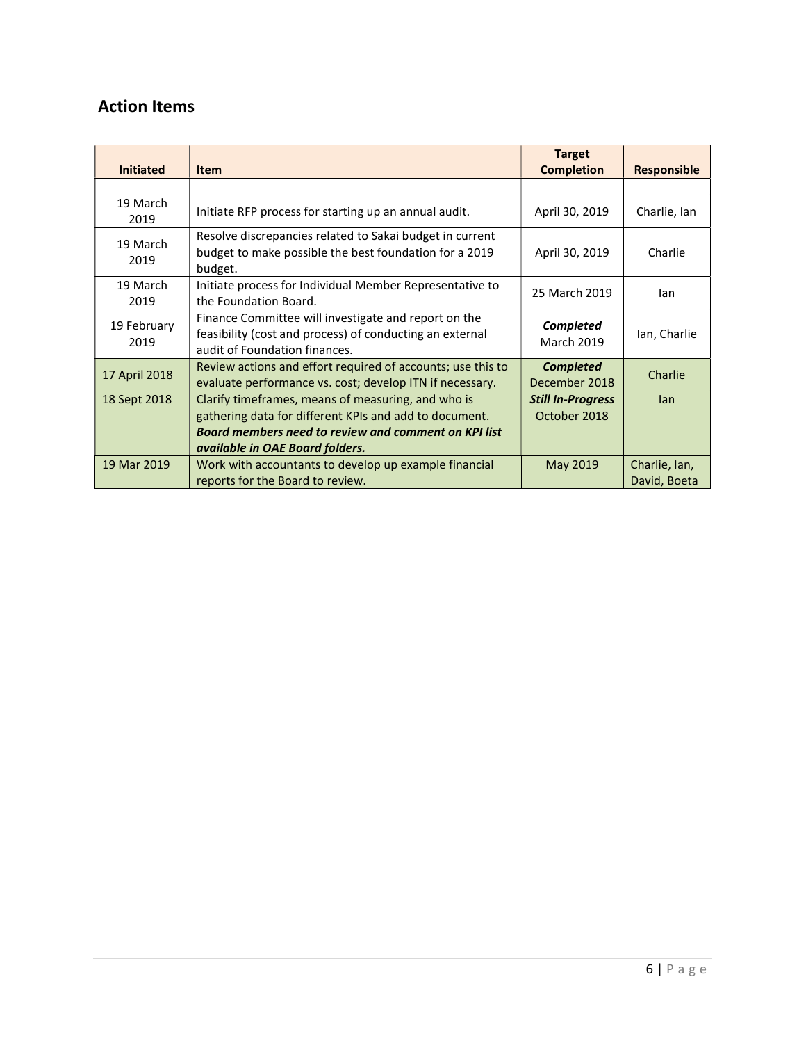## Action Items

| Initiated | Item | Target Completion | Responsible |
|---|---|---|---|
| | | | |
| 19 March 2019 | Initiate RFP process for starting up an annual audit. | April 30, 2019 | Charlie, Ian |
| 19 March 2019 | Resolve discrepancies related to Sakai budget in current budget to make possible the best foundation for a 2019 budget. | April 30, 2019 | Charlie |
| 19 March 2019 | Initiate process for Individual Member Representative to the Foundation Board. | 25 March 2019 | Ian |
| 19 February 2019 | Finance Committee will investigate and report on the feasibility (cost and process) of conducting an external audit of Foundation finances. | ***Completed*** March 2019 | Ian, Charlie |
| 17 April 2018 | Review actions and effort required of accounts; use this to evaluate performance vs. cost; develop ITN if necessary. | ***Completed*** December 2018 | Charlie |
| 18 Sept 2018 | Clarify timeframes, means of measuring, and who is gathering data for different KPIs and add to document. ***Board members need to review and comment on KPI list available in OAE Board folders.*** | ***Still In-Progress*** October 2018 | Ian |
| 19 Mar 2019 | Work with accountants to develop up example financial reports for the Board to review. | May 2019 | Charlie, Ian, David, Boeta |